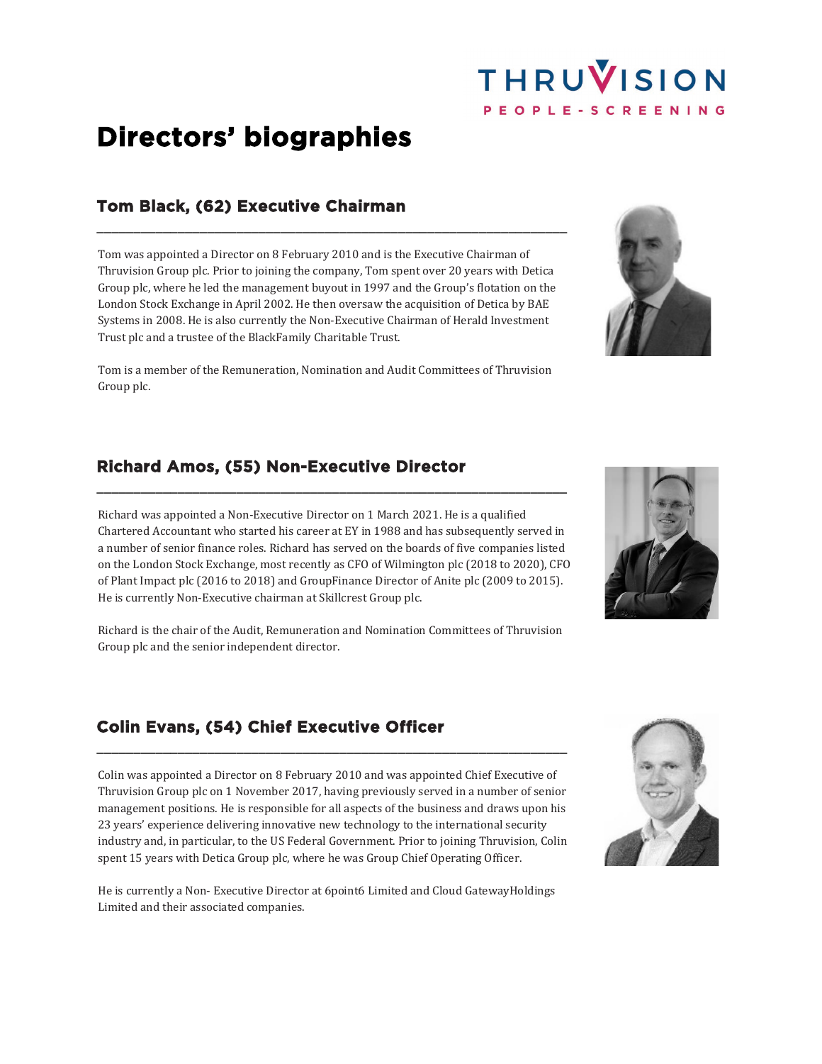# Directors' biographies

## Tom Black, (62) Executive Chairman

Tom was appointed a Director on 8 February 2010 and is the Executive Chairman of Thruvision Group plc. Prior to joining the company, Tom spent over 20 years with Detica Group plc, where he led the management buyout in 1997 and the Group's flotation on the London Stock Exchange in April 2002. He then oversaw the acquisition of Detica by BAE Systems in 2008. He is also currently the Non-Executive Chairman of Herald Investment Trust plc and a trustee of the BlackFamily Charitable Trust.

Tom is a member of the Remuneration, Nomination and Audit Committees of Thruvision Group plc.

## Richard Amos, (55) Non-Executive Director

Richard was appointed a Non-Executive Director on 1 March 2021. He is a qualified Chartered Accountant who started his career at EY in 1988 and has subsequently served in a number of senior finance roles. Richard has served on the boards of five companies listed on the London Stock Exchange, most recently as CFO of Wilmington plc (2018 to 2020), CFO of Plant Impact plc (2016 to 2018) and GroupFinance Director of Anite plc (2009 to 2015). He is currently Non-Executive chairman at Skillcrest Group plc.

Richard is the chair of the Audit, Remuneration and Nomination Committees of Thruvision Group plc and the senior independent director.

## Colin Evans, (54) Chief Executive Officer

Colin was appointed a Director on 8 February 2010 and was appointed Chief Executive of Thruvision Group plc on 1 November 2017, having previously served in a number of senior management positions. He is responsible for all aspects of the business and draws upon his 23 years' experience delivering innovative new technology to the international security industry and, in particular, to the US Federal Government. Prior to joining Thruvision, Colin spent 15 years with Detica Group plc, where he was Group Chief Operating Officer.

He is currently a Non- Executive Director at 6point6 Limited and Cloud GatewayHoldings Limited and their associated companies.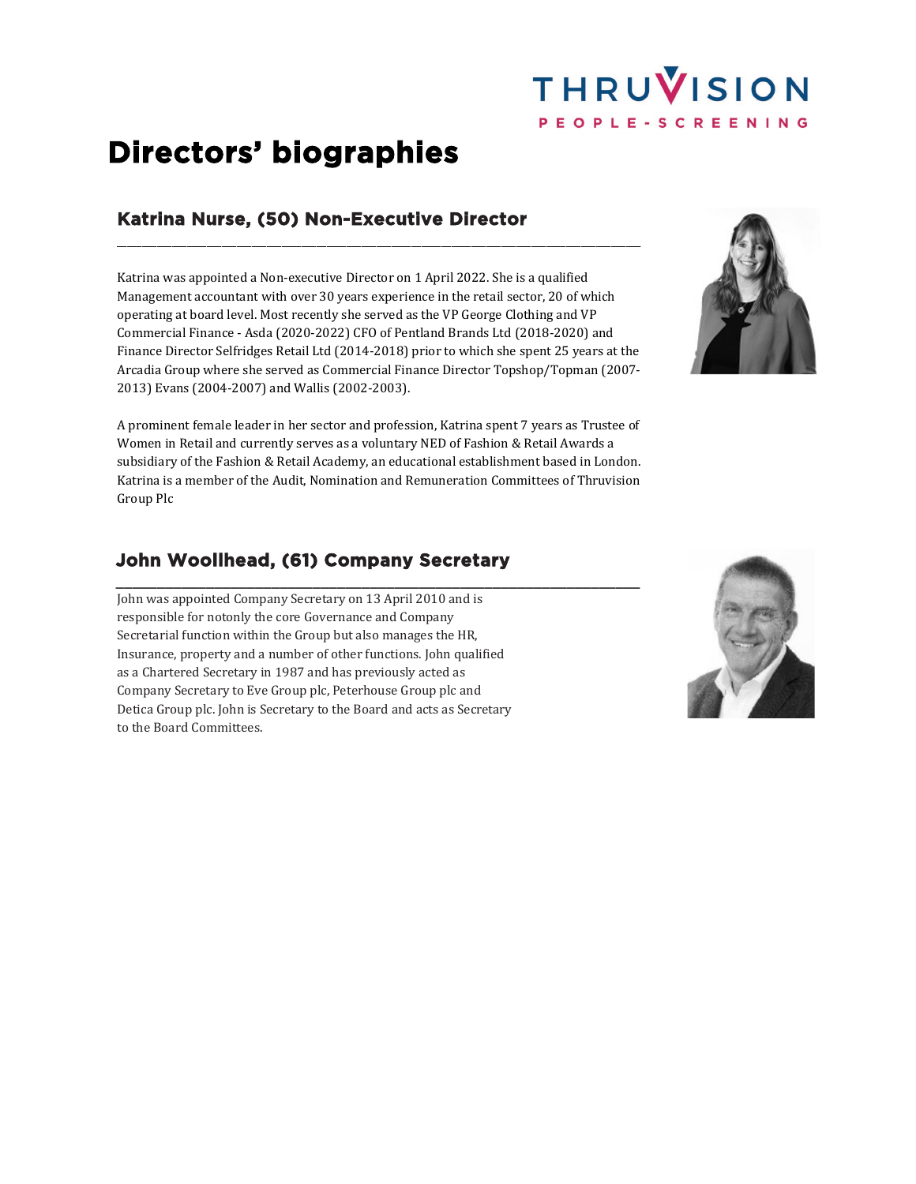# Directors' biographies

## Katrina Nurse, (50) Non-Executive Director

Katrina was appointed a Non-executive Director on 1 April 2022. She is a qualified Management accountant with over 30 years experience in the retail sector, 20 of which operating at board level. Most recently she served as the VP George Clothing and VP Commercial Finance - Asda (2020-2022) CFO of Pentland Brands Ltd (2018-2020) and Finance Director Selfridges Retail Ltd (2014-2018) prior to which she spent 25 years at the Arcadia Group where she served as Commercial Finance Director Topshop/Topman (2007-2013) Evans (2004-2007) and Wallis (2002-2003).

A prominent female leader in her sector and profession, Katrina spent 7 years as Trustee of Women in Retail and currently serves as a voluntary NED of Fashion & Retail Awards a subsidiary of the Fashion & Retail Academy, an educational establishment based in London. Katrina is a member of the Audit, Nomination and Remuneration Committees of Thruvision Group Plc

## John Woollhead, (61) Company Secretary

John was appointed Company Secretary on 13 April 2010 and is responsible for notonly the core Governance and Company Secretarial function within the Group but also manages the HR, Insurance, property and a number of other functions. John qualified as a Chartered Secretary in 1987 and has previously acted as Company Secretary to Eve Group plc, Peterhouse Group plc and Detica Group plc. John is Secretary to the Board and acts as Secretary to the Board Committees.